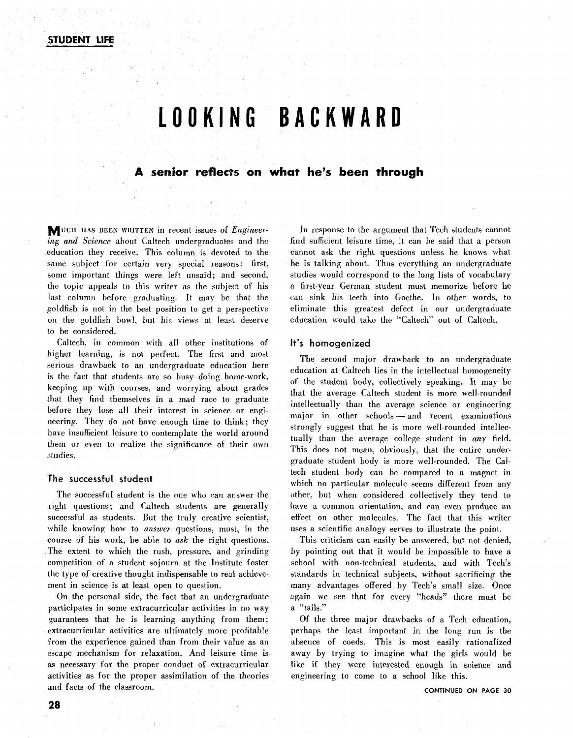STUDENT LIFE

# LOOKING BACKWARD

### A senior reflects on what he's been through

MUCH HAS BEEN WRITTEN in recent issues of *Engineering and Science* about Caltech undergraduates and the education they receive. This column is devoted to the same subject for certain very special reasons: first, some important things were left unsaid; and second, the topic appeals to this writer as the subject of his last column before graduating. It may be that the goldfish is not in the best position to get a perspective on the goldfish bowl, but his views at least deserve to be considered.

Caltech, in common with all other institutions of higher learning, is not perfect. The first and most serious drawback to an undergraduate education here is the fact that students are so busy doing home-work, keeping up with courses, and worrying about grades that they find themselves in a mad race to graduate before they lose all their interest in science or engineering. They do not have enough time to think; they have insufficient leisure to contemplate the world around them or even to realize the significance of their own studies.

## The successful student

The successful student is the one who can answer the right questions; and Caltech students are generally successful as students. But the truly creative scientist, while knowing how to *answer* questions, must, in the course of his work, be able to *ask* the right questions. The extent to which the rush, pressure, and grinding competition of a student sojourn at the Institute foster the type of creative thought indispensable to real achievement in science is at least open to question.

On the personal side, the fact that an undergraduate participates in some extracurricular activities in no way guarantees that he is learning anything from them; extracurricular activities are ultimately more profitable from the experience gained than from their value as an escape mechanism for relaxation. And leisure time is as necessary for the proper conduct of extracurricular activities as for the proper assimilation of the theories and facts of the classroom.

In response to the argument that Tech students cannot find sufficient leisure time, it can be said that a person cannot ask the right questions unless he knows what he is talking about. Thus everything an undergraduate studies would correspond to the long lists of vocabulary a first-year German student must memorize before he can sink his teeth into Goethe. In other words, to eliminate this greatest defect in our undergraduate education would take the "Caltech" out of Caltech.

## It's homogenized

The second major drawback to an undergraduate education at Caltech lies in the intellectual homogeneity of the student body, collectively speaking. It may be that the average Caltech student is more well-rounded intellectually than the average science or engineering major in other schools — and recent examinations strongly suggest that he is more well-rounded intellectually than the average college student in *any* field. This does not mean, obviously, that the entire undergraduate student body is more well-rounded. The Caltech student body can be compared to a magnet in which no particular molecule seems different from any other, but when considered collectively they tend to have a common orientation, and can even produce an effect on other molecules. The fact that this writer uses a scientific analogy serves to illustrate the point.

This criticism can easily be answered, but not denied, by pointing out that it would be impossible to have a school with non-technical students, and with Tech's standards in technical subjects, without sacrificing the many advantages offered by Tech's small size. Once again we see that for every "heads" there must be a "tails."

Of the three major drawbacks of a Tech education, perhaps the least important in the long run is the absence of coeds. This is most easily rationalized away by trying to imagine what the girls would be like if they were interested enough in science and engineering to come to a school like this.

CONTINUED ON PAGE 30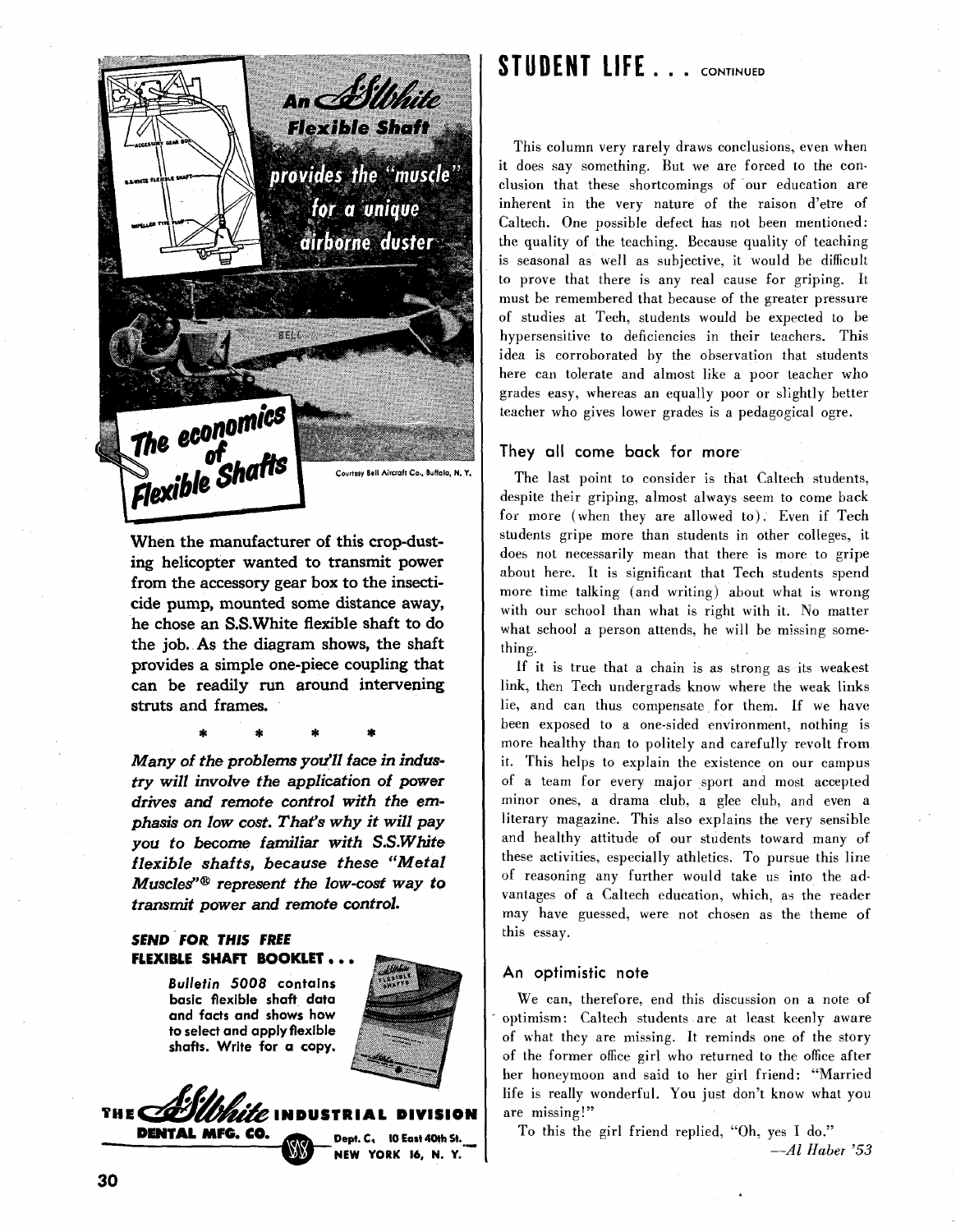An S.S.White Flexible Shaft provides the "muscle" for a unique airborne duster

The economics of Flexible Shafts

Courtesy Bell Aircraft Co., Buffalo, N. Y.

When the manufacturer of this crop-dusting helicopter wanted to transmit power from the accessory gear box to the insecticide pump, mounted some distance away, he chose an S.S.White flexible shaft to do the job. As the diagram shows, the shaft provides a simple one-piece coupling that can be readily run around intervening struts and frames.

\* \* \* \*

*Many of the problems you'll face in industry will involve the application of power drives and remote control with the emphasis on low cost. That's why it will pay you to become familiar with S.S.White flexible shafts, because these "Metal Muscles"® represent the low-cost way to transmit power and remote control.*

***SEND FOR THIS FREE FLEXIBLE SHAFT BOOKLET . . .***

***Bulletin 5008** contains basic flexible shaft data and facts and shows how to select and apply flexible shafts. Write for a copy.*

**THE S.S.White INDUSTRIAL DIVISION**
**DENTAL MFG. CO.** Dept. C, 10 East 40th St. NEW YORK 16, N. Y.

# STUDENT LIFE . . . CONTINUED

This column very rarely draws conclusions, even when it does say something. But we are forced to the conclusion that these shortcomings of our education are inherent in the very nature of the raison d'etre of Caltech. One possible defect has not been mentioned: the quality of the teaching. Because quality of teaching is seasonal as well as subjective, it would be difficult to prove that there is any real cause for griping. It must be remembered that because of the greater pressure of studies at Tech, students would be expected to be hypersensitive to deficiencies in their teachers. This idea is corroborated by the observation that students here can tolerate and almost like a poor teacher who grades easy, whereas an equally poor or slightly better teacher who gives lower grades is a pedagogical ogre.

## They all come back for more

The last point to consider is that Caltech students, despite their griping, almost always seem to come back for more (when they are allowed to). Even if Tech students gripe more than students in other colleges, it does not necessarily mean that there is more to gripe about here. It is significant that Tech students spend more time talking (and writing) about what is wrong with our school than what is right with it. No matter what school a person attends, he will be missing something.

If it is true that a chain is as strong as its weakest link, then Tech undergrads know where the weak links lie, and can thus compensate for them. If we have been exposed to a one-sided environment, nothing is more healthy than to politely and carefully revolt from it. This helps to explain the existence on our campus of a team for every major sport and most accepted minor ones, a drama club, a glee club, and even a literary magazine. This also explains the very sensible and healthy attitude of our students toward many of these activities, especially athletics. To pursue this line of reasoning any further would take us into the advantages of a Caltech education, which, as the reader may have guessed, were not chosen as the theme of this essay.

## An optimistic note

We can, therefore, end this discussion on a note of optimism: Caltech students are at least keenly aware of what they are missing. It reminds one of the story of the former office girl who returned to the office after her honeymoon and said to her girl friend: "Married life is really wonderful. You just don't know what you are missing!"

To this the girl friend replied, "Oh, yes I do."

*—Al Haber '53*